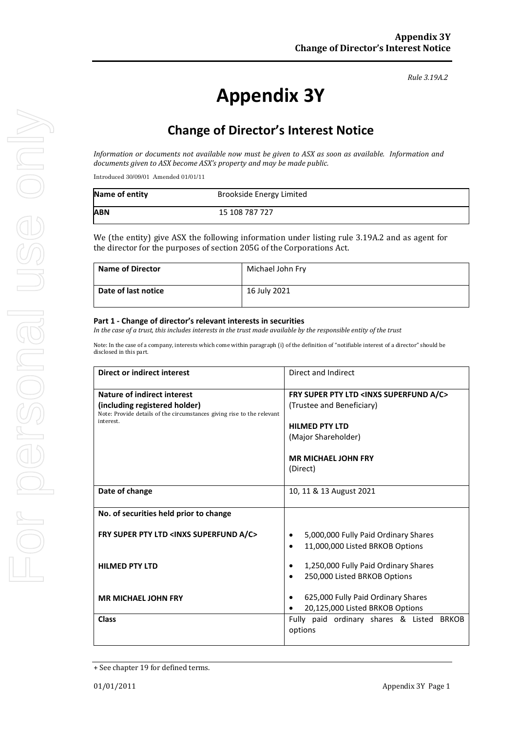*Rule 3.19A.2*

# Appendix 3Y

## Change of Director's Interest Notice

*Information or documents not available now must be given to ASX as soon as available. Information and documents given to ASX become ASX's property and may be made public.*

Introduced 30/09/01 Amended 01/01/11

| **Name of entity** | Brookside Energy Limited |
|---|---|
| **ABN** | 15 108 787 727 |

We (the entity) give ASX the following information under listing rule 3.19A.2 and as agent for the director for the purposes of section 205G of the Corporations Act.

| **Name of Director** | Michael John Fry |
|---|---|
| **Date of last notice** | 16 July 2021 |

#### Part 1 - Change of director's relevant interests in securities

*In the case of a trust, this includes interests in the trust made available by the responsible entity of the trust*

Note: In the case of a company, interests which come within paragraph (i) of the definition of "notifiable interest of a director" should be disclosed in this part.

| **Direct or indirect interest** | Direct and Indirect |
|---|---|
| **Nature of indirect interest (including registered holder)**<br>Note: Provide details of the circumstances giving rise to the relevant interest. | **FRY SUPER PTY LTD <INXS SUPERFUND A/C>**<br>(Trustee and Beneficiary)<br><br>**HILMED PTY LTD**<br>(Major Shareholder)<br><br>**MR MICHAEL JOHN FRY**<br>(Direct) |
| **Date of change** | 10, 11 & 13 August 2021 |
| **No. of securities held prior to change** | |
| **FRY SUPER PTY LTD <INXS SUPERFUND A/C>** | • 5,000,000 Fully Paid Ordinary Shares<br>• 11,000,000 Listed BRKOB Options |
| **HILMED PTY LTD** | • 1,250,000 Fully Paid Ordinary Shares<br>• 250,000 Listed BRKOB Options |
| **MR MICHAEL JOHN FRY** | • 625,000 Fully Paid Ordinary Shares<br>• 20,125,000 Listed BRKOB Options |
| **Class** | Fully paid ordinary shares & Listed BRKOB options |

+ See chapter 19 for defined terms.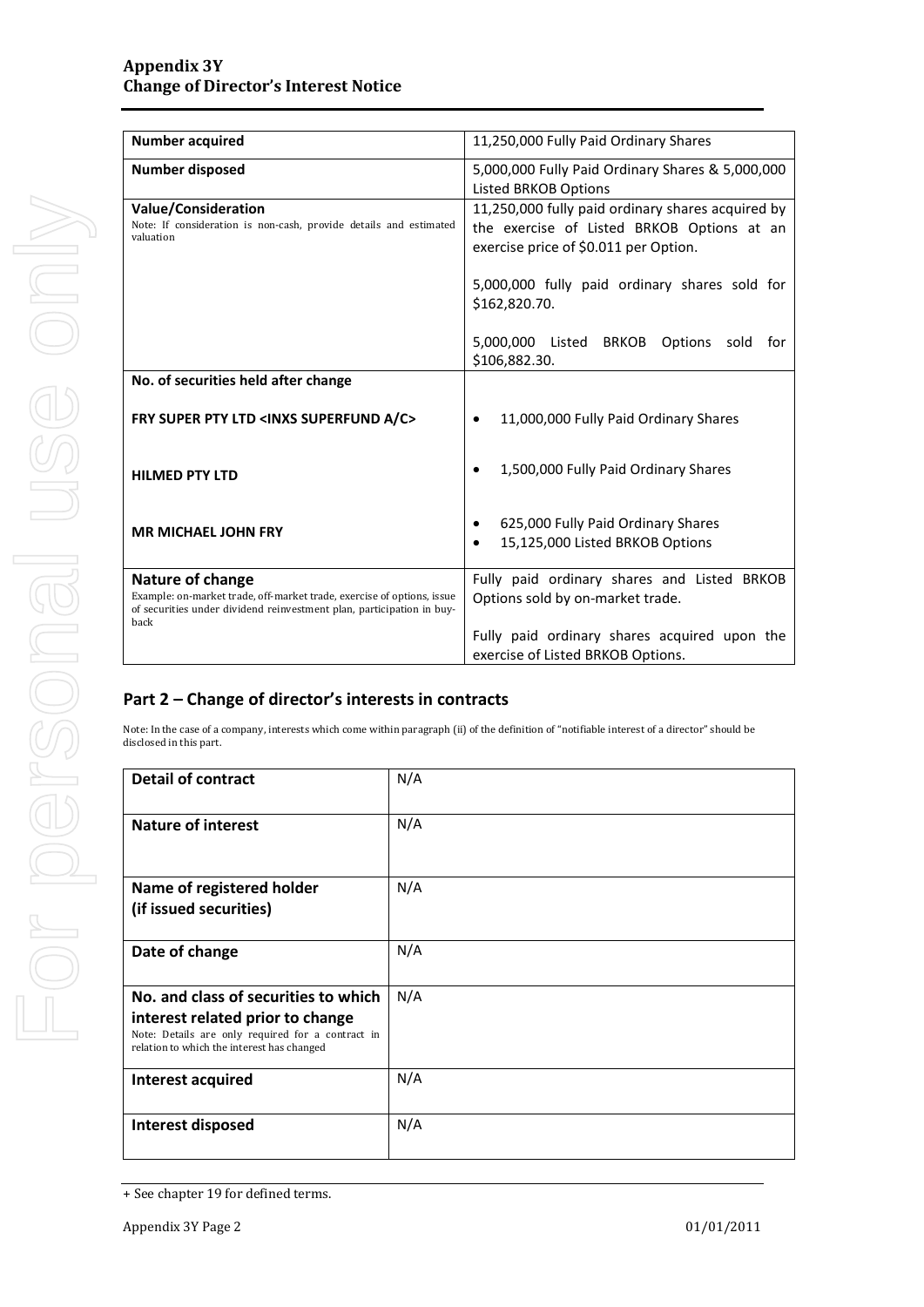| Number acquired | 11,250,000 Fully Paid Ordinary Shares |
|---|---|
| **Number disposed** | 5,000,000 Fully Paid Ordinary Shares & 5,000,000 Listed BRKOB Options |
| **Value/Consideration**<br>Note: If consideration is non-cash, provide details and estimated valuation | 11,250,000 fully paid ordinary shares acquired by the exercise of Listed BRKOB Options at an exercise price of $0.011 per Option.<br><br>5,000,000 fully paid ordinary shares sold for $162,820.70.<br><br>5,000,000 Listed BRKOB Options sold for $106,882.30. |
| **No. of securities held after change** | |
| **FRY SUPER PTY LTD <INXS SUPERFUND A/C>** | • 11,000,000 Fully Paid Ordinary Shares |
| **HILMED PTY LTD** | • 1,500,000 Fully Paid Ordinary Shares |
| **MR MICHAEL JOHN FRY** | • 625,000 Fully Paid Ordinary Shares<br>• 15,125,000 Listed BRKOB Options |
| **Nature of change**<br>Example: on-market trade, off-market trade, exercise of options, issue of securities under dividend reinvestment plan, participation in buy-back | Fully paid ordinary shares and Listed BRKOB Options sold by on-market trade.<br><br>Fully paid ordinary shares acquired upon the exercise of Listed BRKOB Options. |

## Part 2 – Change of director's interests in contracts

Note: In the case of a company, interests which come within paragraph (ii) of the definition of "notifiable interest of a director" should be disclosed in this part.

| Detail of contract | N/A |
|---|---|
| **Nature of interest** | N/A |
| **Name of registered holder (if issued securities)** | N/A |
| **Date of change** | N/A |
| **No. and class of securities to which interest related prior to change**<br>Note: Details are only required for a contract in relation to which the interest has changed | N/A |
| **Interest acquired** | N/A |
| **Interest disposed** | N/A |

+ See chapter 19 for defined terms.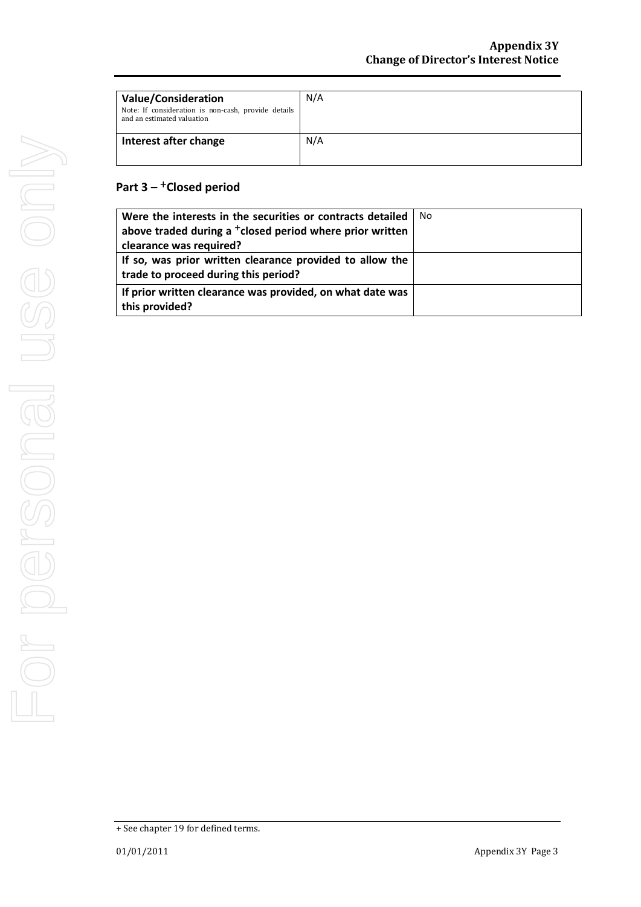| | |
|---|---|
| **Value/Consideration**<br>Note: If consideration is non-cash, provide details and an estimated valuation | N/A |
| **Interest after change** | N/A |

## Part 3 – +Closed period

| | |
|---|---|
| **Were the interests in the securities or contracts detailed above traded during a +closed period where prior written clearance was required?** | No |
| **If so, was prior written clearance provided to allow the trade to proceed during this period?** | |
| **If prior written clearance was provided, on what date was this provided?** | |

+ See chapter 19 for defined terms.